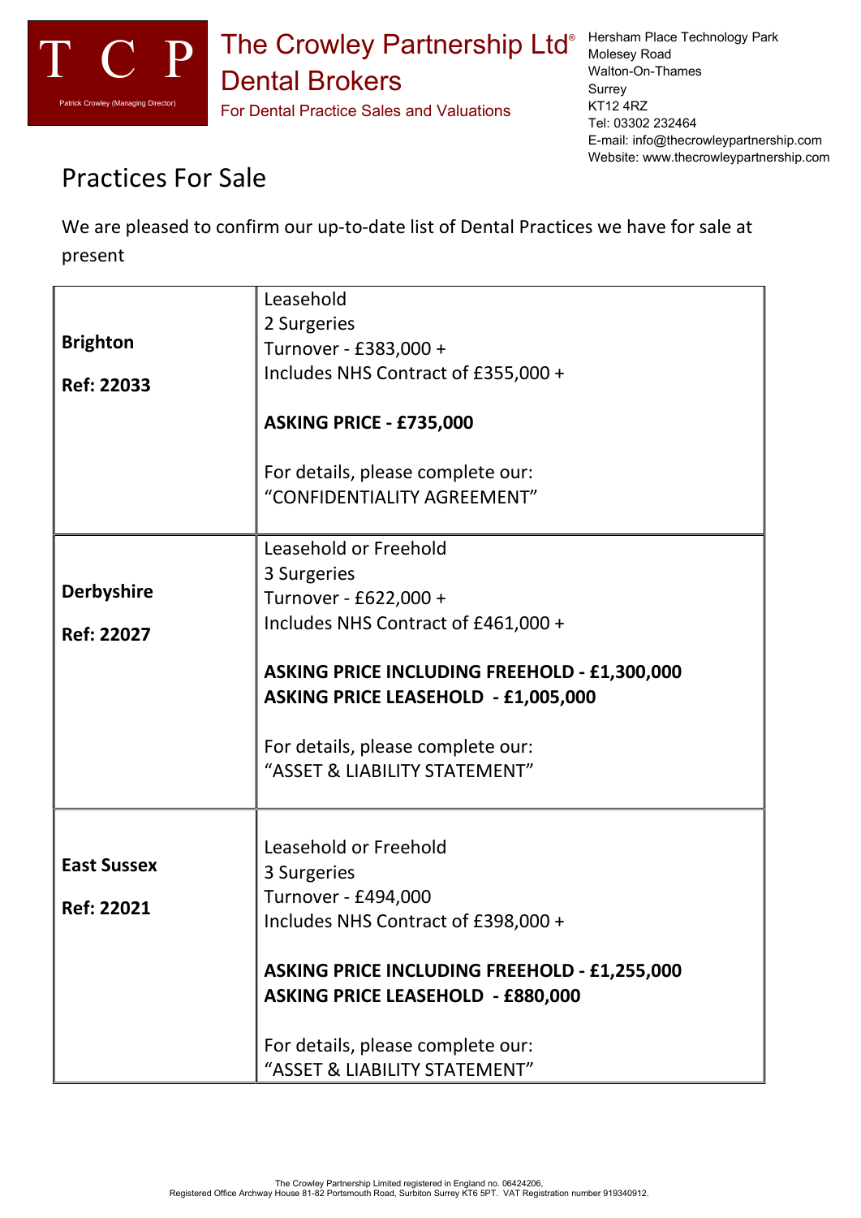T C P

Patrick Crowley (Managing Director)

# The Crowley Partnership Ltd® Dental Brokers

For Dental Practice Sales and Valuations

Hersham Place Technology Park
Molesey Road
Walton-On-Thames
Surrey
KT12 4RZ
Tel: 03302 232464
E-mail: info@thecrowleypartnership.com
Website: www.thecrowleypartnership.com

## Practices For Sale

We are pleased to confirm our up-to-date list of Dental Practices we have for sale at present

| | |
|---|---|
| **Brighton**<br><br>**Ref: 22033** | Leasehold<br>2 Surgeries<br>Turnover - £383,000 +<br>Includes NHS Contract of £355,000 +<br><br>**ASKING PRICE - £735,000**<br><br>For details, please complete our:<br>"CONFIDENTIALITY AGREEMENT" |
| **Derbyshire**<br><br>**Ref: 22027** | Leasehold or Freehold<br>3 Surgeries<br>Turnover - £622,000 +<br>Includes NHS Contract of £461,000 +<br><br>**ASKING PRICE INCLUDING FREEHOLD - £1,300,000**<br>**ASKING PRICE LEASEHOLD - £1,005,000**<br><br>For details, please complete our:<br>"ASSET & LIABILITY STATEMENT" |
| **East Sussex**<br><br>**Ref: 22021** | Leasehold or Freehold<br>3 Surgeries<br>Turnover - £494,000<br>Includes NHS Contract of £398,000 +<br><br>**ASKING PRICE INCLUDING FREEHOLD - £1,255,000**<br>**ASKING PRICE LEASEHOLD - £880,000**<br><br>For details, please complete our:<br>"ASSET & LIABILITY STATEMENT" |

The Crowley Partnership Limited registered in England no. 06424206,
Registered Office Archway House 81-82 Portsmouth Road, Surbiton Surrey KT6 5PT. VAT Registration number 919340912.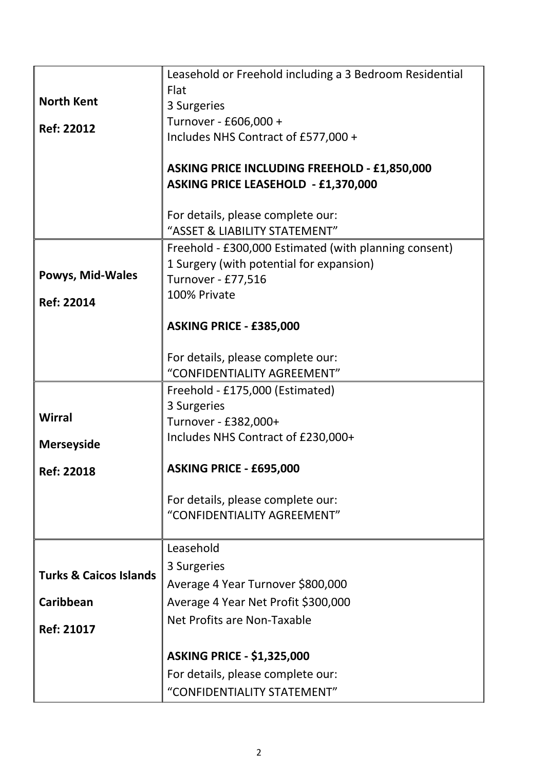| | |
|---|---|
| **North Kent**<br><br>**Ref: 22012** | Leasehold or Freehold including a 3 Bedroom Residential Flat<br>3 Surgeries<br>Turnover - £606,000 +<br>Includes NHS Contract of £577,000 +<br><br>**ASKING PRICE INCLUDING FREEHOLD - £1,850,000**<br>**ASKING PRICE LEASEHOLD - £1,370,000**<br><br>For details, please complete our:<br>“ASSET & LIABILITY STATEMENT” |
| **Powys, Mid-Wales**<br><br>**Ref: 22014** | Freehold - £300,000 Estimated (with planning consent)<br>1 Surgery (with potential for expansion)<br>Turnover - £77,516<br>100% Private<br><br>**ASKING PRICE - £385,000**<br><br>For details, please complete our:<br>“CONFIDENTIALITY AGREEMENT” |
| **Wirral**<br><br>**Merseyside**<br><br>**Ref: 22018** | Freehold - £175,000 (Estimated)<br>3 Surgeries<br>Turnover - £382,000+<br>Includes NHS Contract of £230,000+<br><br>**ASKING PRICE - £695,000**<br><br>For details, please complete our:<br>“CONFIDENTIALITY AGREEMENT” |
| **Turks & Caicos Islands**<br><br>**Caribbean**<br><br>**Ref: 21017** | Leasehold<br>3 Surgeries<br>Average 4 Year Turnover $800,000<br>Average 4 Year Net Profit $300,000<br>Net Profits are Non-Taxable<br><br>**ASKING PRICE - $1,325,000**<br>For details, please complete our:<br>“CONFIDENTIALITY STATEMENT” |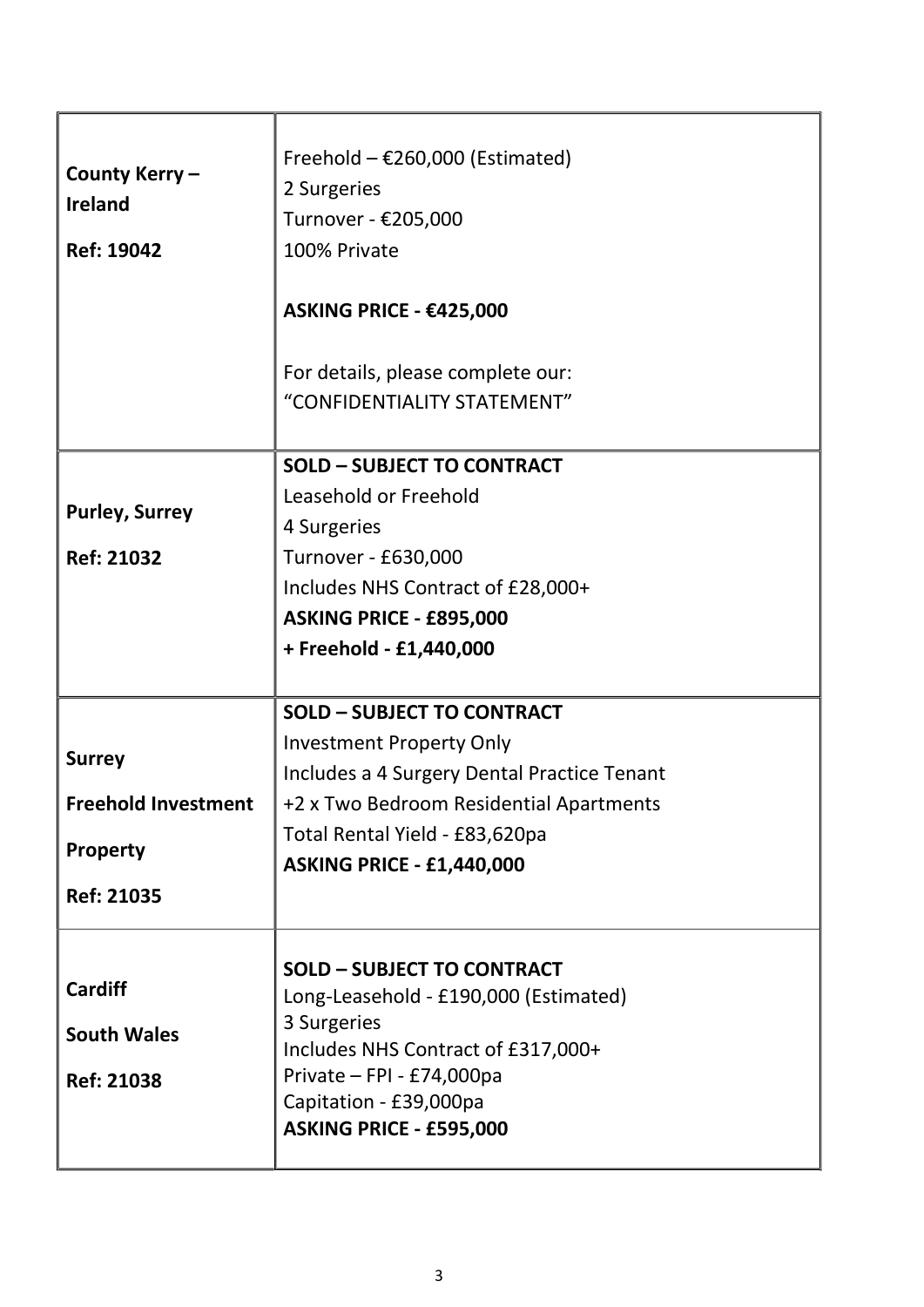| | |
|---|---|
| **County Kerry – Ireland**<br><br>**Ref: 19042** | Freehold – €260,000 (Estimated)<br>2 Surgeries<br>Turnover - €205,000<br>100% Private<br><br>**ASKING PRICE - €425,000**<br><br>For details, please complete our:<br>"CONFIDENTIALITY STATEMENT" |
| **Purley, Surrey**<br><br>**Ref: 21032** | **SOLD – SUBJECT TO CONTRACT**<br>Leasehold or Freehold<br>4 Surgeries<br>Turnover - £630,000<br>Includes NHS Contract of £28,000+<br>**ASKING PRICE - £895,000**<br>**+ Freehold - £1,440,000** |
| **Surrey**<br><br>**Freehold Investment**<br><br>**Property**<br><br>**Ref: 21035** | **SOLD – SUBJECT TO CONTRACT**<br>Investment Property Only<br>Includes a 4 Surgery Dental Practice Tenant<br>+2 x Two Bedroom Residential Apartments<br>Total Rental Yield - £83,620pa<br>**ASKING PRICE - £1,440,000** |
| **Cardiff**<br><br>**South Wales**<br><br>**Ref: 21038** | **SOLD – SUBJECT TO CONTRACT**<br>Long-Leasehold - £190,000 (Estimated)<br>3 Surgeries<br>Includes NHS Contract of £317,000+<br>Private – FPI - £74,000pa<br>Capitation - £39,000pa<br>**ASKING PRICE - £595,000** |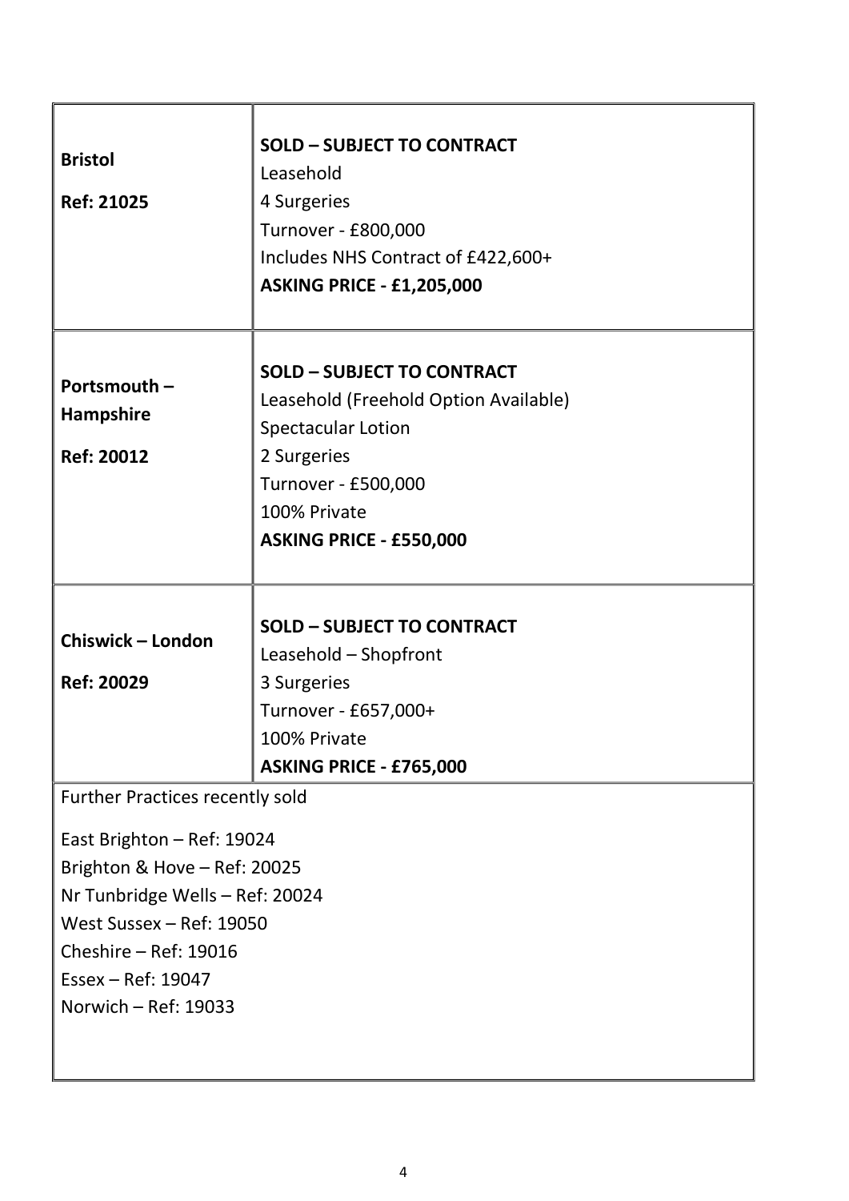| **Bristol**<br><br>**Ref: 21025** | **SOLD – SUBJECT TO CONTRACT**<br>Leasehold<br>4 Surgeries<br>Turnover - £800,000<br>Includes NHS Contract of £422,600+<br>**ASKING PRICE - £1,205,000** |
|---|---|
| **Portsmouth – Hampshire**<br><br>**Ref: 20012** | **SOLD – SUBJECT TO CONTRACT**<br>Leasehold (Freehold Option Available)<br>Spectacular Lotion<br>2 Surgeries<br>Turnover - £500,000<br>100% Private<br>**ASKING PRICE - £550,000** |
| **Chiswick – London**<br><br>**Ref: 20029** | **SOLD – SUBJECT TO CONTRACT**<br>Leasehold – Shopfront<br>3 Surgeries<br>Turnover - £657,000+<br>100% Private<br>**ASKING PRICE - £765,000** |

Further Practices recently sold

East Brighton – Ref: 19024
Brighton & Hove – Ref: 20025
Nr Tunbridge Wells – Ref: 20024
West Sussex – Ref: 19050
Cheshire – Ref: 19016
Essex – Ref: 19047
Norwich – Ref: 19033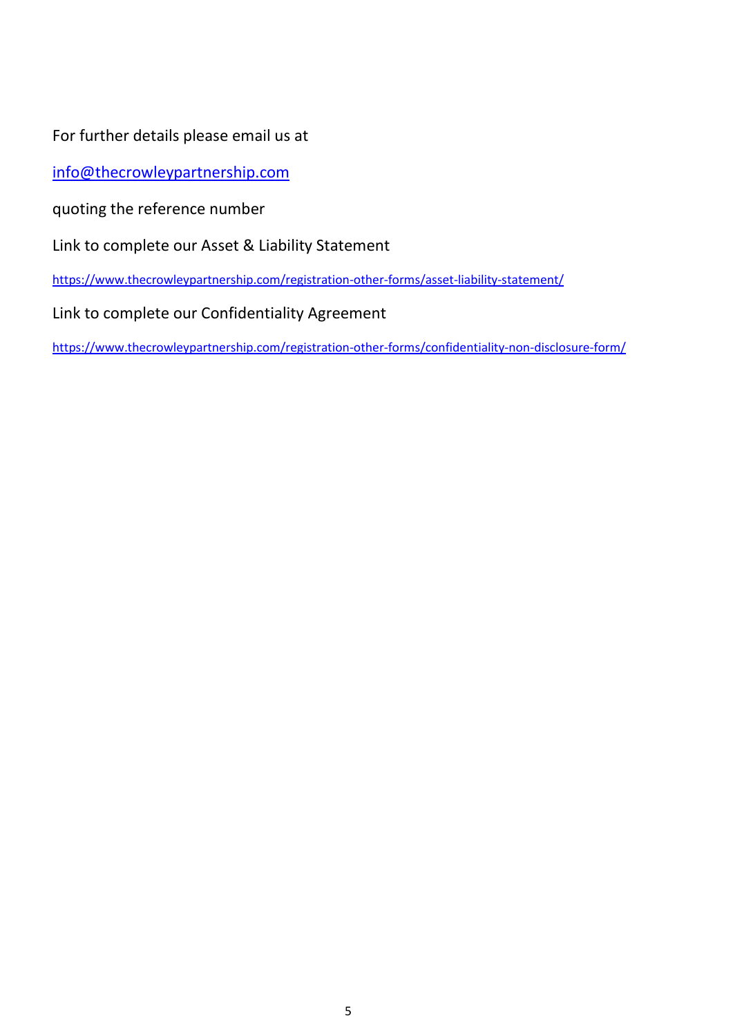For further details please email us at

info@thecrowleypartnership.com

quoting the reference number

Link to complete our Asset & Liability Statement

https://www.thecrowleypartnership.com/registration-other-forms/asset-liability-statement/

Link to complete our Confidentiality Agreement

https://www.thecrowleypartnership.com/registration-other-forms/confidentiality-non-disclosure-form/